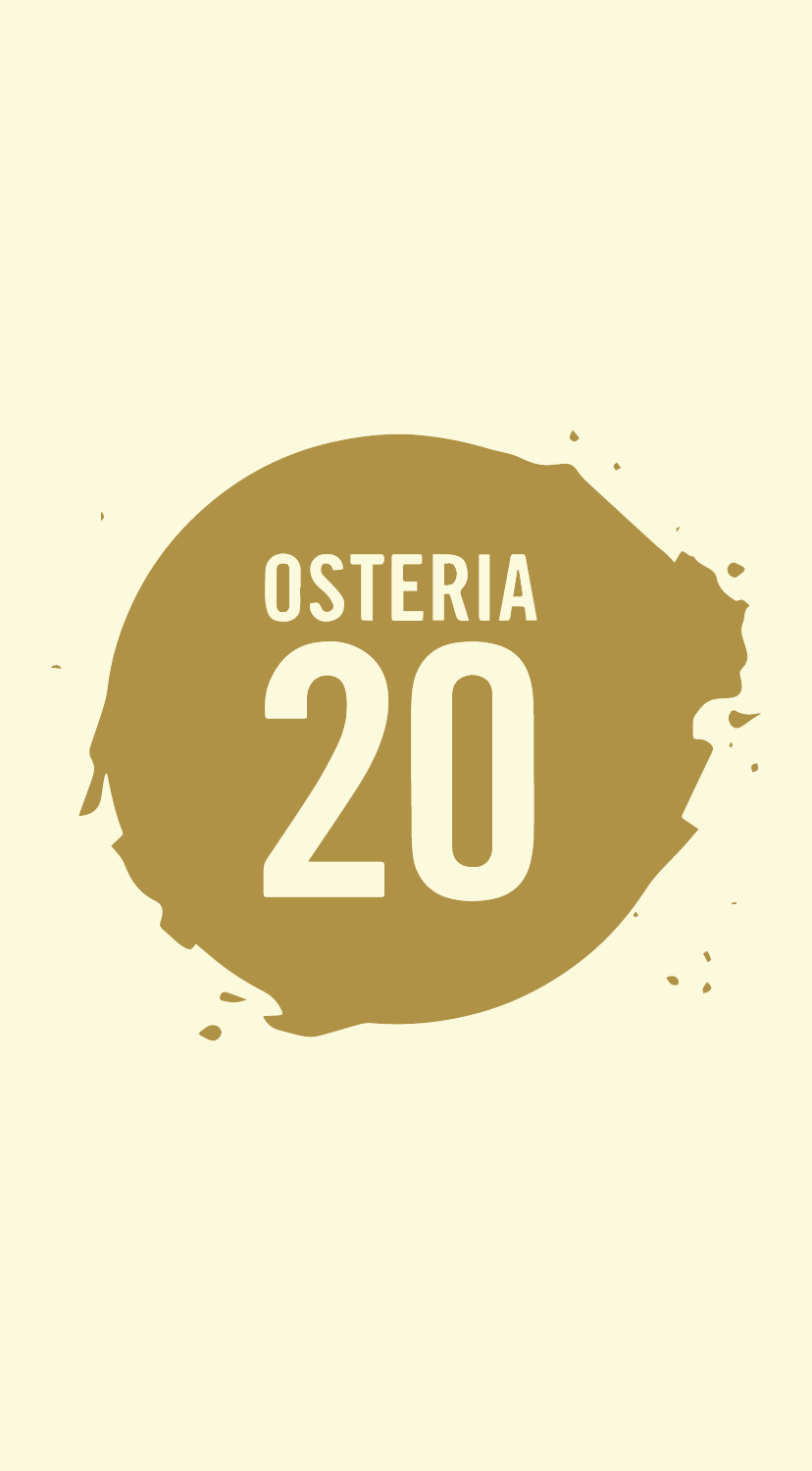# OSTERIA 20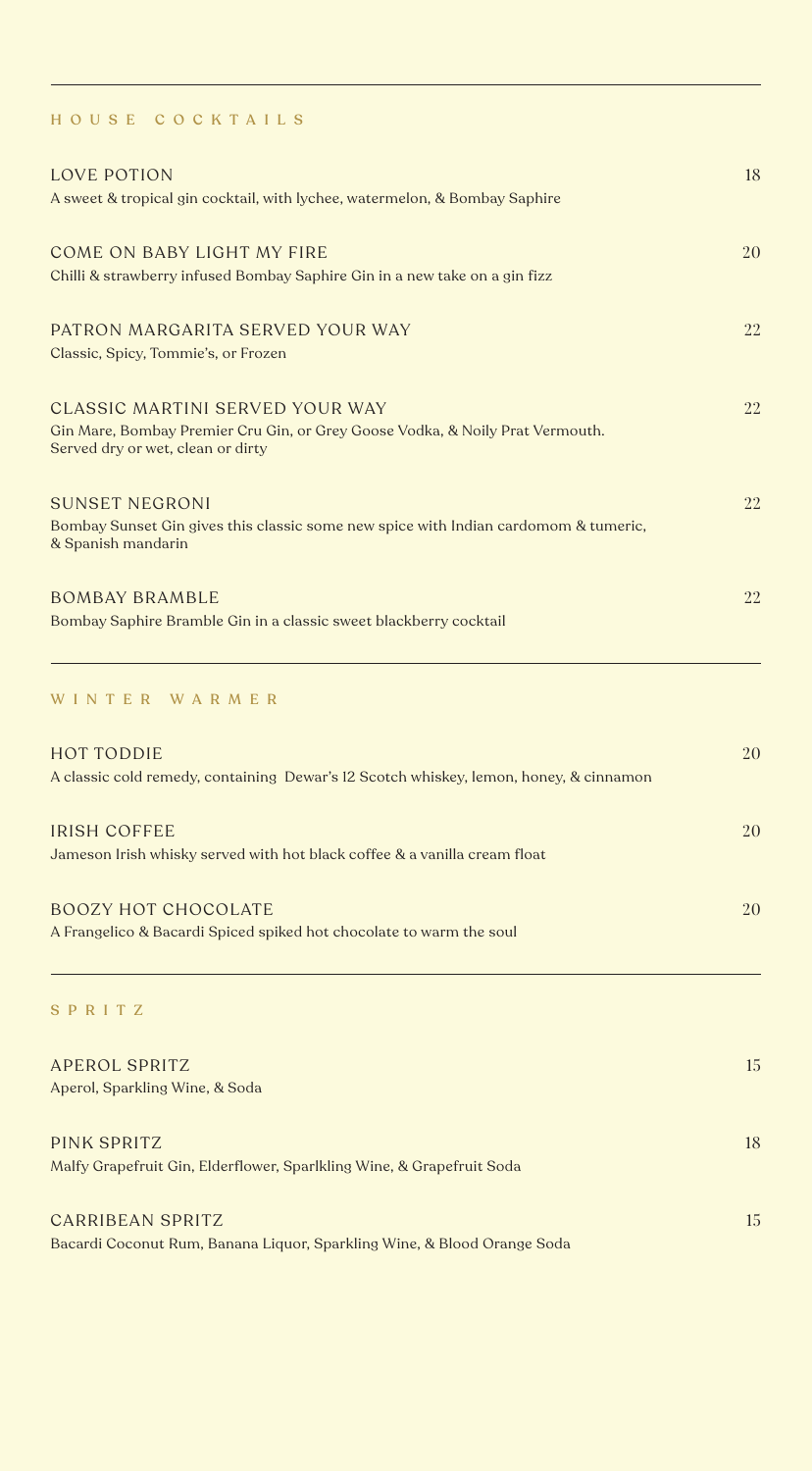## HOUSE COCKTAILS

**LOVE POTION** 18
A sweet & tropical gin cocktail, with lychee, watermelon, & Bombay Saphire

**COME ON BABY LIGHT MY FIRE** 20
Chilli & strawberry infused Bombay Saphire Gin in a new take on a gin fizz

**PATRON MARGARITA SERVED YOUR WAY** 22
Classic, Spicy, Tommie's, or Frozen

**CLASSIC MARTINI SERVED YOUR WAY** 22
Gin Mare, Bombay Premier Cru Gin, or Grey Goose Vodka, & Noily Prat Vermouth.
Served dry or wet, clean or dirty

**SUNSET NEGRONI** 22
Bombay Sunset Gin gives this classic some new spice with Indian cardomom & tumeric, & Spanish mandarin

**BOMBAY BRAMBLE** 22
Bombay Saphire Bramble Gin in a classic sweet blackberry cocktail

## WINTER WARMER

**HOT TODDIE** 20
A classic cold remedy, containing Dewar's 12 Scotch whiskey, lemon, honey, & cinnamon

**IRISH COFFEE** 20
Jameson Irish whisky served with hot black coffee & a vanilla cream float

**BOOZY HOT CHOCOLATE** 20
A Frangelico & Bacardi Spiced spiked hot chocolate to warm the soul

## SPRITZ

**APEROL SPRITZ** 15
Aperol, Sparkling Wine, & Soda

**PINK SPRITZ** 18
Malfy Grapefruit Gin, Elderflower, Sparlkling Wine, & Grapefruit Soda

**CARRIBEAN SPRITZ** 15
Bacardi Coconut Rum, Banana Liquor, Sparkling Wine, & Blood Orange Soda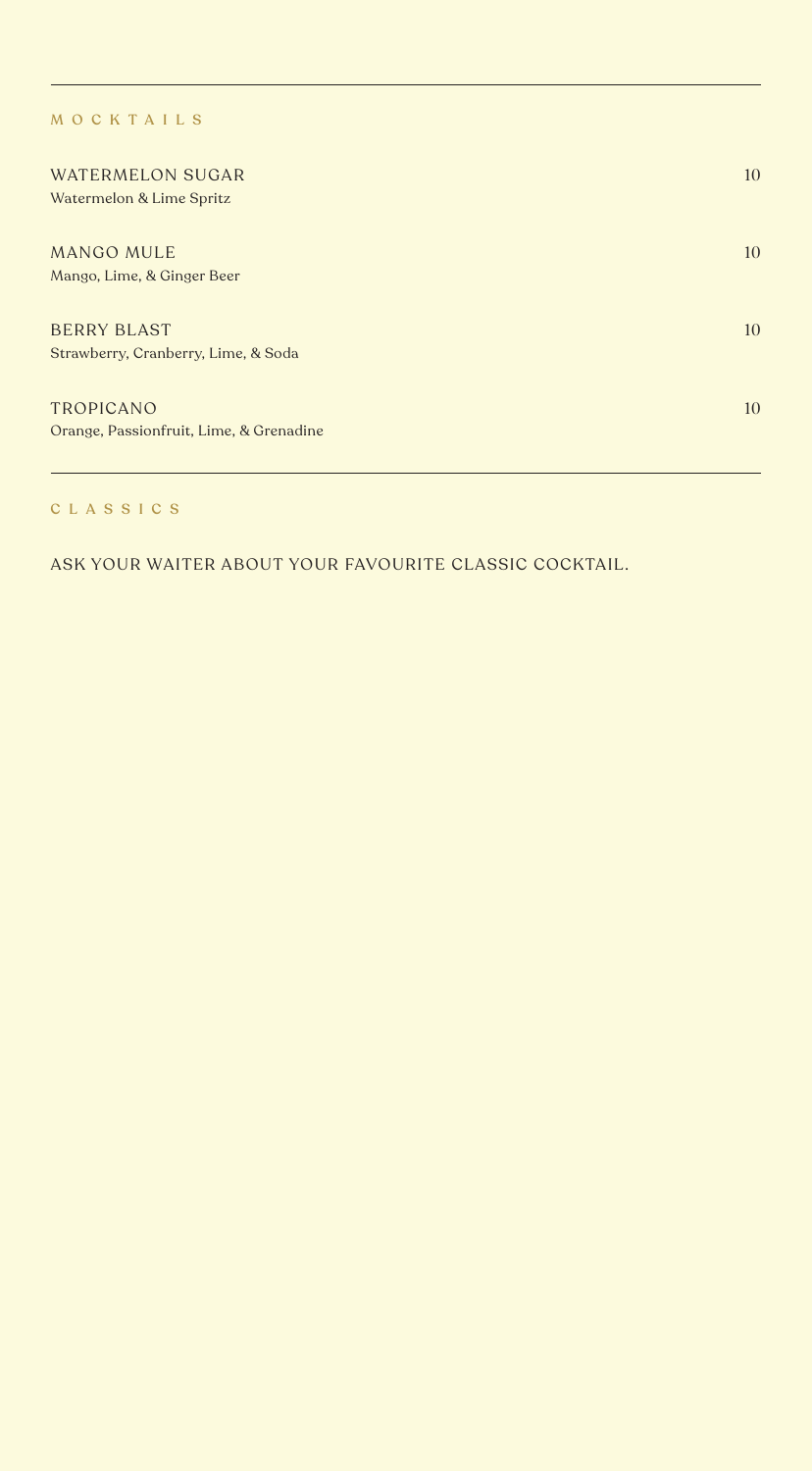## MOCKTAILS

**WATERMELON SUGAR** — 10
Watermelon & Lime Spritz

**MANGO MULE** — 10
Mango, Lime, & Ginger Beer

**BERRY BLAST** — 10
Strawberry, Cranberry, Lime, & Soda

**TROPICANO** — 10
Orange, Passionfruit, Lime, & Grenadine

## CLASSICS

ASK YOUR WAITER ABOUT YOUR FAVOURITE CLASSIC COCKTAIL.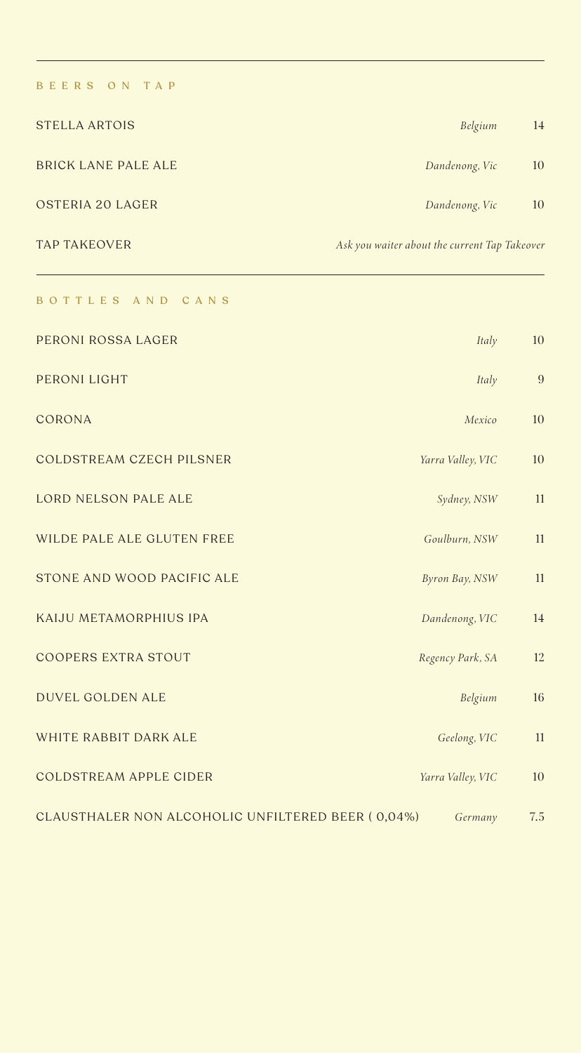## BEERS ON TAP

| | | |
|---|---|---|
| STELLA ARTOIS | *Belgium* | 14 |
| BRICK LANE PALE ALE | *Dandenong, Vic* | 10 |
| OSTERIA 20 LAGER | *Dandenong, Vic* | 10 |
| TAP TAKEOVER | *Ask you waiter about the current Tap Takeover* | |

## BOTTLES AND CANS

| | | |
|---|---|---|
| PERONI ROSSA LAGER | *Italy* | 10 |
| PERONI LIGHT | *Italy* | 9 |
| CORONA | *Mexico* | 10 |
| COLDSTREAM CZECH PILSNER | *Yarra Valley, VIC* | 10 |
| LORD NELSON PALE ALE | *Sydney, NSW* | 11 |
| WILDE PALE ALE GLUTEN FREE | *Goulburn, NSW* | 11 |
| STONE AND WOOD PACIFIC ALE | *Byron Bay, NSW* | 11 |
| KAIJU METAMORPHIUS IPA | *Dandenong, VIC* | 14 |
| COOPERS EXTRA STOUT | *Regency Park, SA* | 12 |
| DUVEL GOLDEN ALE | *Belgium* | 16 |
| WHITE RABBIT DARK ALE | *Geelong, VIC* | 11 |
| COLDSTREAM APPLE CIDER | *Yarra Valley, VIC* | 10 |
| CLAUSTHALER NON ALCOHOLIC UNFILTERED BEER ( 0,04%) | *Germany* | 7.5 |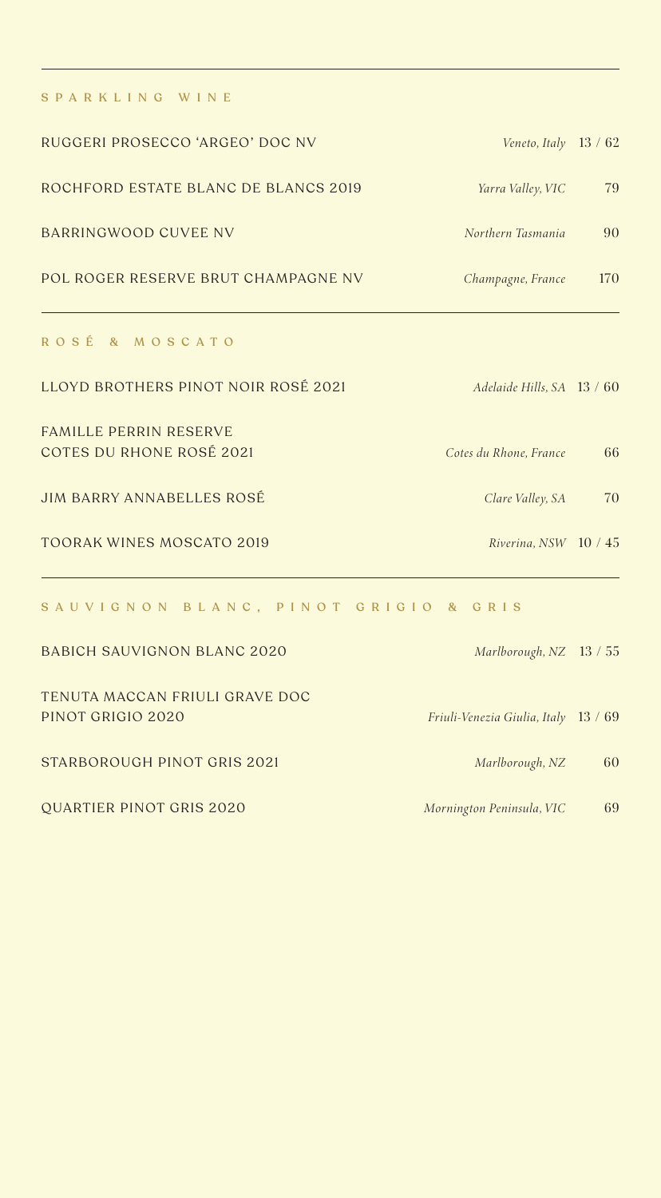## SPARKLING WINE

| Wine | Region | Price |
|---|---|---|
| RUGGERI PROSECCO 'ARGEO' DOC NV | *Veneto, Italy* | 13 / 62 |
| ROCHFORD ESTATE BLANC DE BLANCS 2019 | *Yarra Valley, VIC* | 79 |
| BARRINGWOOD CUVEE NV | *Northern Tasmania* | 90 |
| POL ROGER RESERVE BRUT CHAMPAGNE NV | *Champagne, France* | 170 |

## ROSÉ & MOSCATO

| Wine | Region | Price |
|---|---|---|
| LLOYD BROTHERS PINOT NOIR ROSÉ 2021 | *Adelaide Hills, SA* | 13 / 60 |
| FAMILLE PERRIN RESERVE COTES DU RHONE ROSÉ 2021 | *Cotes du Rhone, France* | 66 |
| JIM BARRY ANNABELLES ROSÉ | *Clare Valley, SA* | 70 |
| TOORAK WINES MOSCATO 2019 | *Riverina, NSW* | 10 / 45 |

## SAUVIGNON BLANC, PINOT GRIGIO & GRIS

| Wine | Region | Price |
|---|---|---|
| BABICH SAUVIGNON BLANC 2020 | *Marlborough, NZ* | 13 / 55 |
| TENUTA MACCAN FRIULI GRAVE DOC PINOT GRIGIO 2020 | *Friuli-Venezia Giulia, Italy* | 13 / 69 |
| STARBOROUGH PINOT GRIS 2021 | *Marlborough, NZ* | 60 |
| QUARTIER PINOT GRIS 2020 | *Mornington Peninsula, VIC* | 69 |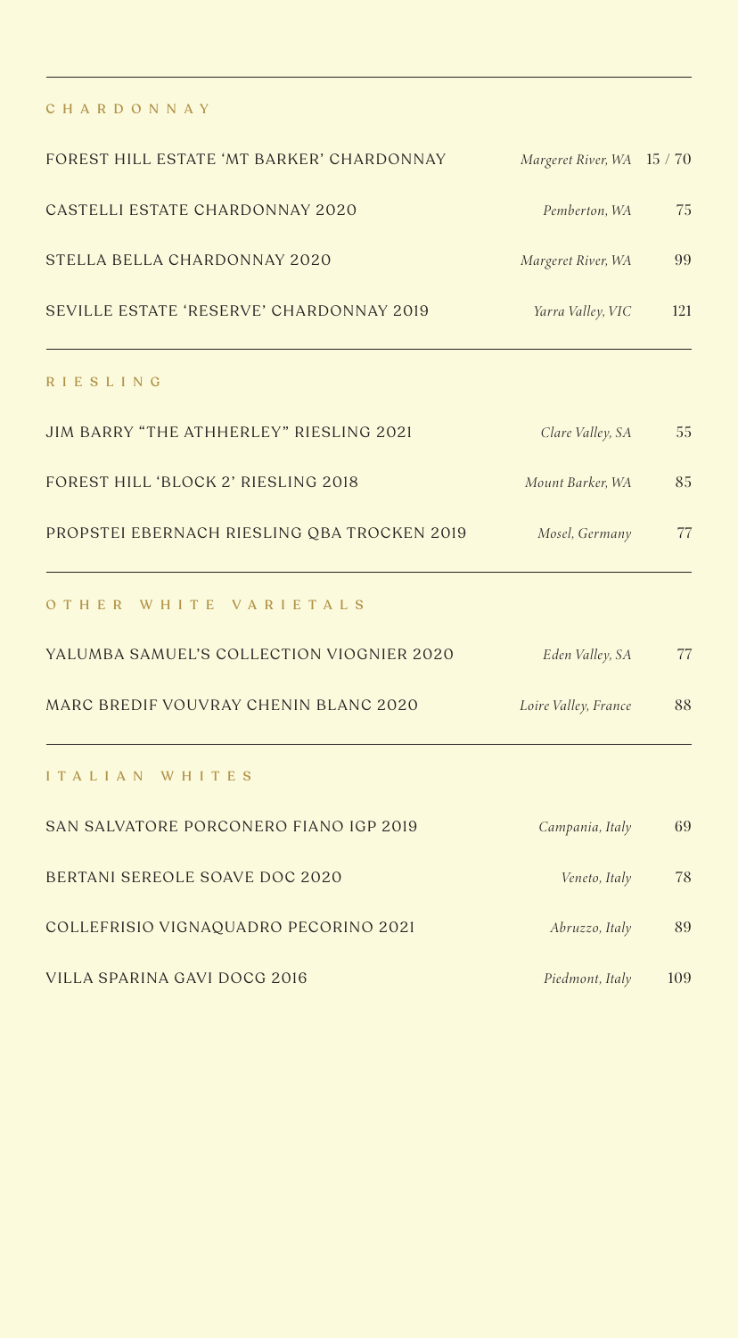## CHARDONNAY

| Wine | Region | Price |
|---|---|---|
| FOREST HILL ESTATE 'MT BARKER' CHARDONNAY | *Margeret River, WA* | 15 / 70 |
| CASTELLI ESTATE CHARDONNAY 2020 | *Pemberton, WA* | 75 |
| STELLA BELLA CHARDONNAY 2020 | *Margeret River, WA* | 99 |
| SEVILLE ESTATE 'RESERVE' CHARDONNAY 2019 | *Yarra Valley, VIC* | 121 |

## RIESLING

| Wine | Region | Price |
|---|---|---|
| JIM BARRY "THE ATHHERLEY" RIESLING 2021 | *Clare Valley, SA* | 55 |
| FOREST HILL 'BLOCK 2' RIESLING 2018 | *Mount Barker, WA* | 85 |
| PROPSTEI EBERNACH RIESLING QBA TROCKEN 2019 | *Mosel, Germany* | 77 |

## OTHER WHITE VARIETALS

| Wine | Region | Price |
|---|---|---|
| YALUMBA SAMUEL'S COLLECTION VIOGNIER 2020 | *Eden Valley, SA* | 77 |
| MARC BREDIF VOUVRAY CHENIN BLANC 2020 | *Loire Valley, France* | 88 |

## ITALIAN WHITES

| Wine | Region | Price |
|---|---|---|
| SAN SALVATORE PORCONERO FIANO IGP 2019 | *Campania, Italy* | 69 |
| BERTANI SEREOLE SOAVE DOC 2020 | *Veneto, Italy* | 78 |
| COLLEFRISIO VIGNAQUADRO PECORINO 2021 | *Abruzzo, Italy* | 89 |
| VILLA SPARINA GAVI DOCG 2016 | *Piedmont, Italy* | 109 |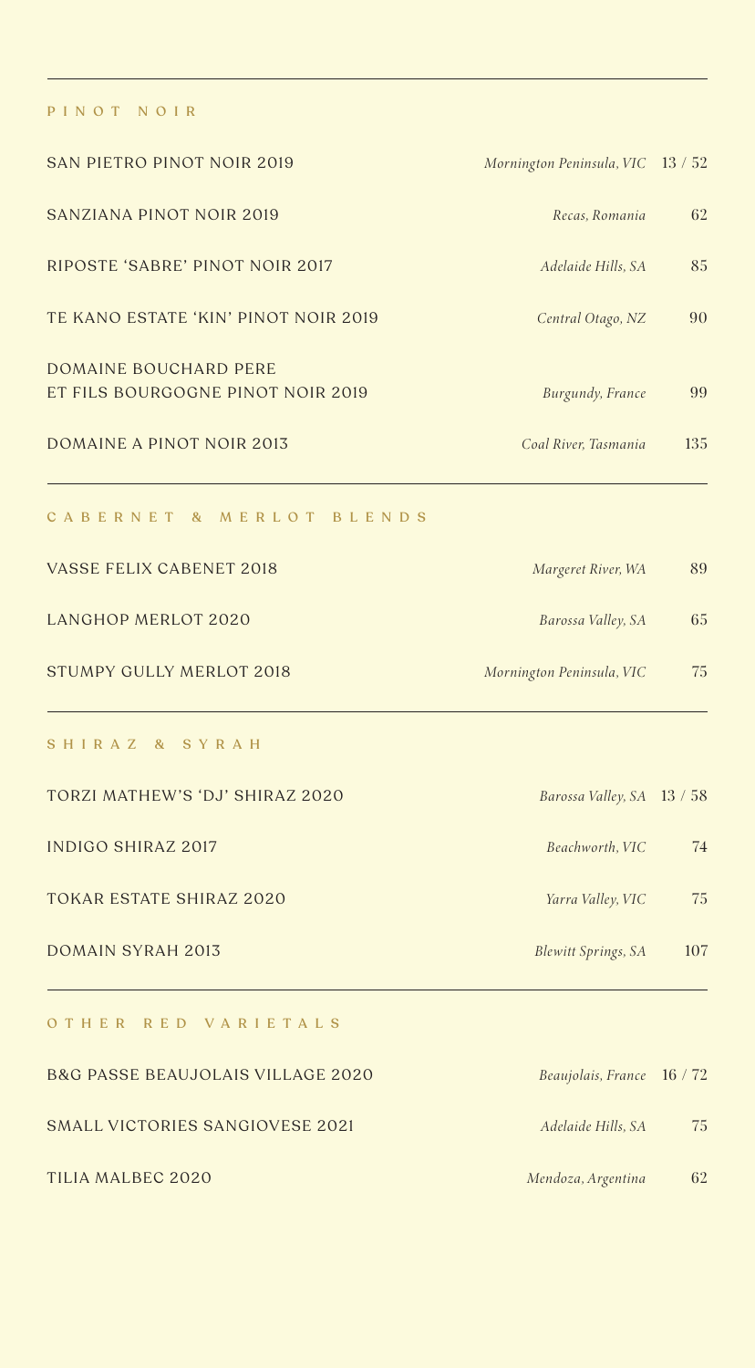## PINOT NOIR

| Wine | Region | Price |
|---|---|---|
| SAN PIETRO PINOT NOIR 2019 | *Mornington Peninsula, VIC* | 13 / 52 |
| SANZIANA PINOT NOIR 2019 | *Recas, Romania* | 62 |
| RIPOSTE 'SABRE' PINOT NOIR 2017 | *Adelaide Hills, SA* | 85 |
| TE KANO ESTATE 'KIN' PINOT NOIR 2019 | *Central Otago, NZ* | 90 |
| DOMAINE BOUCHARD PERE ET FILS BOURGOGNE PINOT NOIR 2019 | *Burgundy, France* | 99 |
| DOMAINE A PINOT NOIR 2013 | *Coal River, Tasmania* | 135 |

## CABERNET & MERLOT BLENDS

| Wine | Region | Price |
|---|---|---|
| VASSE FELIX CABENET 2018 | *Margeret River, WA* | 89 |
| LANGHOP MERLOT 2020 | *Barossa Valley, SA* | 65 |
| STUMPY GULLY MERLOT 2018 | *Mornington Peninsula, VIC* | 75 |

## SHIRAZ & SYRAH

| Wine | Region | Price |
|---|---|---|
| TORZI MATHEW'S 'DJ' SHIRAZ 2020 | *Barossa Valley, SA* | 13 / 58 |
| INDIGO SHIRAZ 2017 | *Beachworth, VIC* | 74 |
| TOKAR ESTATE SHIRAZ 2020 | *Yarra Valley, VIC* | 75 |
| DOMAIN SYRAH 2013 | *Blewitt Springs, SA* | 107 |

## OTHER RED VARIETALS

| Wine | Region | Price |
|---|---|---|
| B&G PASSE BEAUJOLAIS VILLAGE 2020 | *Beaujolais, France* | 16 / 72 |
| SMALL VICTORIES SANGIOVESE 2021 | *Adelaide Hills, SA* | 75 |
| TILIA MALBEC 2020 | *Mendoza, Argentina* | 62 |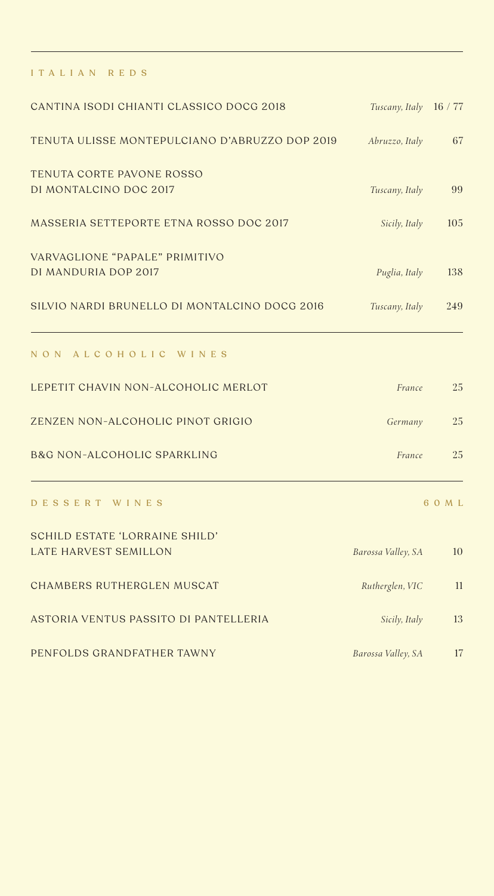## ITALIAN REDS

| | | |
|---|---|---|
| CANTINA ISODI CHIANTI CLASSICO DOCG 2018 | *Tuscany, Italy* | 16 / 77 |
| TENUTA ULISSE MONTEPULCIANO D'ABRUZZO DOP 2019 | *Abruzzo, Italy* | 67 |
| TENUTA CORTE PAVONE ROSSO DI MONTALCINO DOC 2017 | *Tuscany, Italy* | 99 |
| MASSERIA SETTEPORTE ETNA ROSSO DOC 2017 | *Sicily, Italy* | 105 |
| VARVAGLIONE "PAPALE" PRIMITIVO DI MANDURIA DOP 2017 | *Puglia, Italy* | 138 |
| SILVIO NARDI BRUNELLO DI MONTALCINO DOCG 2016 | *Tuscany, Italy* | 249 |

## NON ALCOHOLIC WINES

| | | |
|---|---|---|
| LEPETIT CHAVIN NON-ALCOHOLIC MERLOT | *France* | 25 |
| ZENZEN NON-ALCOHOLIC PINOT GRIGIO | *Germany* | 25 |
| B&G NON-ALCOHOLIC SPARKLING | *France* | 25 |

## DESSERT WINES

| | | 60ML |
|---|---|---|
| SCHILD ESTATE 'LORRAINE SHILD' LATE HARVEST SEMILLON | *Barossa Valley, SA* | 10 |
| CHAMBERS RUTHERGLEN MUSCAT | *Rutherglen, VIC* | 11 |
| ASTORIA VENTUS PASSITO DI PANTELLERIA | *Sicily, Italy* | 13 |
| PENFOLDS GRANDFATHER TAWNY | *Barossa Valley, SA* | 17 |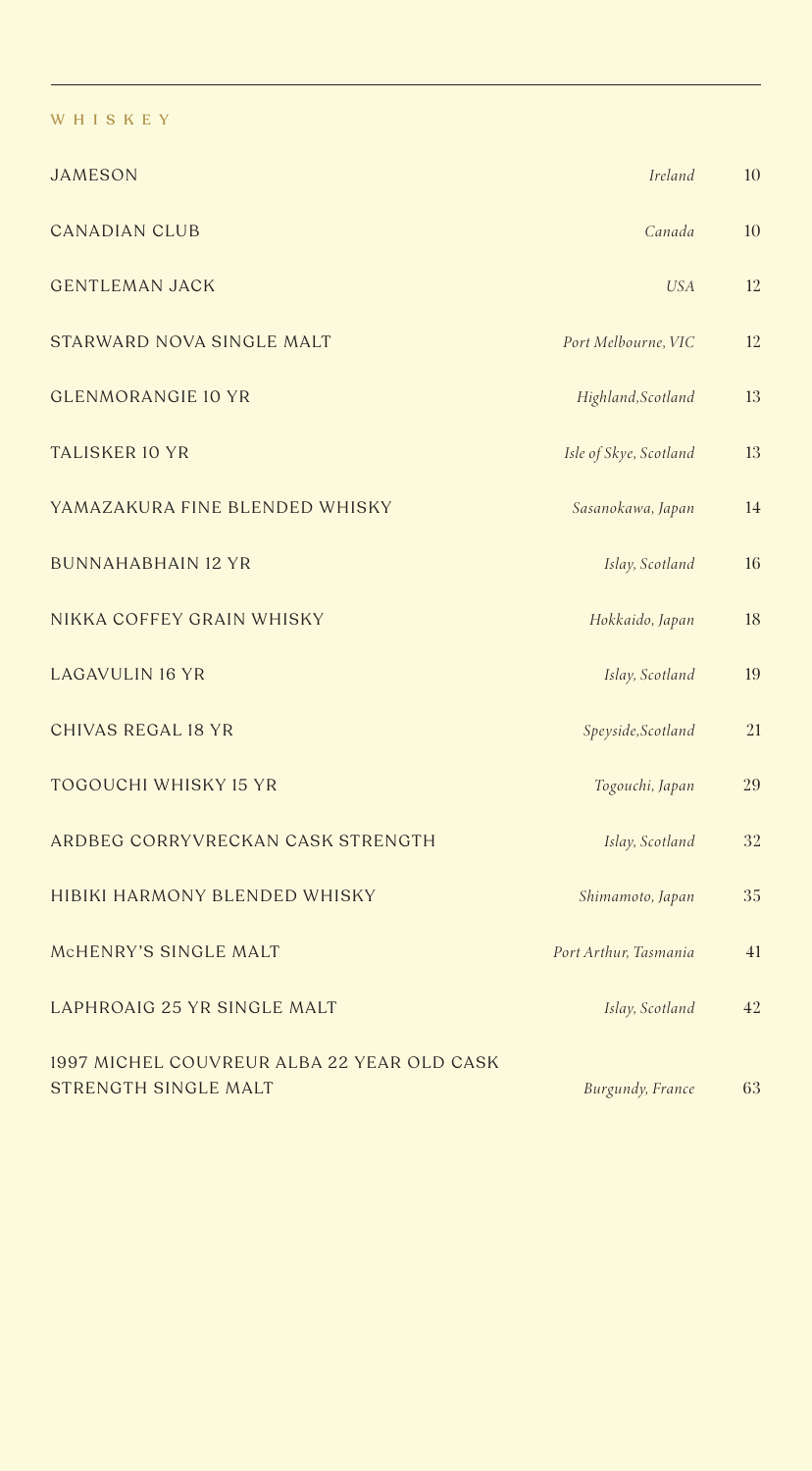## WHISKEY

| | | |
|---|---|---|
| JAMESON | *Ireland* | 10 |
| CANADIAN CLUB | *Canada* | 10 |
| GENTLEMAN JACK | *USA* | 12 |
| STARWARD NOVA SINGLE MALT | *Port Melbourne, VIC* | 12 |
| GLENMORANGIE 10 YR | *Highland,Scotland* | 13 |
| TALISKER 10 YR | *Isle of Skye, Scotland* | 13 |
| YAMAZAKURA FINE BLENDED WHISKY | *Sasanokawa, Japan* | 14 |
| BUNNAHABHAIN 12 YR | *Islay, Scotland* | 16 |
| NIKKA COFFEY GRAIN WHISKY | *Hokkaido, Japan* | 18 |
| LAGAVULIN 16 YR | *Islay, Scotland* | 19 |
| CHIVAS REGAL 18 YR | *Speyside,Scotland* | 21 |
| TOGOUCHI WHISKY 15 YR | *Togouchi, Japan* | 29 |
| ARDBEG CORRYVRECKAN CASK STRENGTH | *Islay, Scotland* | 32 |
| HIBIKI HARMONY BLENDED WHISKY | *Shimamoto, Japan* | 35 |
| McHENRY'S SINGLE MALT | *Port Arthur, Tasmania* | 41 |
| LAPHROAIG 25 YR SINGLE MALT | *Islay, Scotland* | 42 |
| 1997 MICHEL COUVREUR ALBA 22 YEAR OLD CASK STRENGTH SINGLE MALT | *Burgundy, France* | 63 |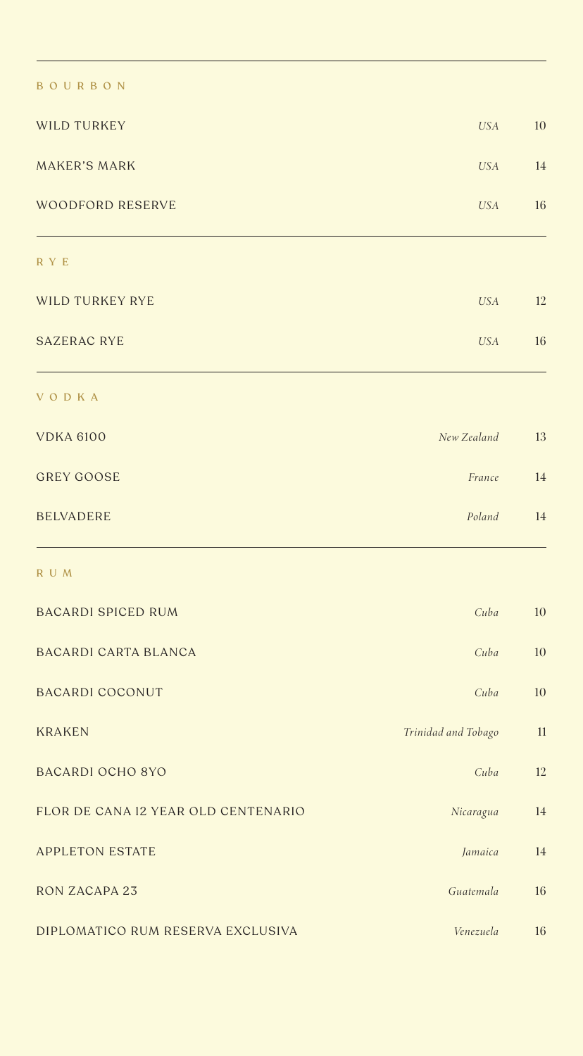## BOURBON

| | | |
|---|---|---|
| WILD TURKEY | *USA* | 10 |
| MAKER'S MARK | *USA* | 14 |
| WOODFORD RESERVE | *USA* | 16 |

## RYE

| | | |
|---|---|---|
| WILD TURKEY RYE | *USA* | 12 |
| SAZERAC RYE | *USA* | 16 |

## VODKA

| | | |
|---|---|---|
| VDKA 6100 | *New Zealand* | 13 |
| GREY GOOSE | *France* | 14 |
| BELVADERE | *Poland* | 14 |

## RUM

| | | |
|---|---|---|
| BACARDI SPICED RUM | *Cuba* | 10 |
| BACARDI CARTA BLANCA | *Cuba* | 10 |
| BACARDI COCONUT | *Cuba* | 10 |
| KRAKEN | *Trinidad and Tobago* | 11 |
| BACARDI OCHO 8YO | *Cuba* | 12 |
| FLOR DE CANA 12 YEAR OLD CENTENARIO | *Nicaragua* | 14 |
| APPLETON ESTATE | *Jamaica* | 14 |
| RON ZACAPA 23 | *Guatemala* | 16 |
| DIPLOMATICO RUM RESERVA EXCLUSIVA | *Venezuela* | 16 |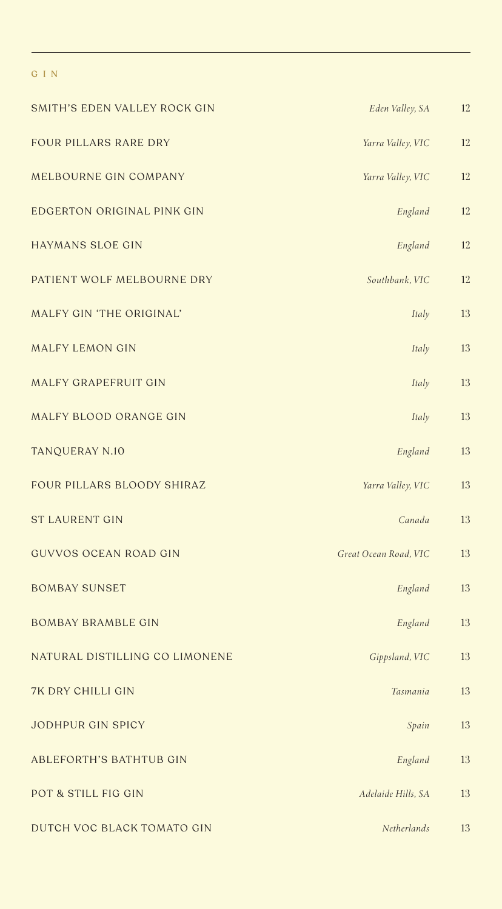## GIN

| | | |
|---|---|---|
| SMITH'S EDEN VALLEY ROCK GIN | *Eden Valley, SA* | 12 |
| FOUR PILLARS RARE DRY | *Yarra Valley, VIC* | 12 |
| MELBOURNE GIN COMPANY | *Yarra Valley, VIC* | 12 |
| EDGERTON ORIGINAL PINK GIN | *England* | 12 |
| HAYMANS SLOE GIN | *England* | 12 |
| PATIENT WOLF MELBOURNE DRY | *Southbank, VIC* | 12 |
| MALFY GIN 'THE ORIGINAL' | *Italy* | 13 |
| MALFY LEMON GIN | *Italy* | 13 |
| MALFY GRAPEFRUIT GIN | *Italy* | 13 |
| MALFY BLOOD ORANGE GIN | *Italy* | 13 |
| TANQUERAY N.10 | *England* | 13 |
| FOUR PILLARS BLOODY SHIRAZ | *Yarra Valley, VIC* | 13 |
| ST LAURENT GIN | *Canada* | 13 |
| GUVVOS OCEAN ROAD GIN | *Great Ocean Road, VIC* | 13 |
| BOMBAY SUNSET | *England* | 13 |
| BOMBAY BRAMBLE GIN | *England* | 13 |
| NATURAL DISTILLING CO LIMONENE | *Gippsland, VIC* | 13 |
| 7K DRY CHILLI GIN | *Tasmania* | 13 |
| JODHPUR GIN SPICY | *Spain* | 13 |
| ABLEFORTH'S BATHTUB GIN | *England* | 13 |
| POT & STILL FIG GIN | *Adelaide Hills, SA* | 13 |
| DUTCH VOC BLACK TOMATO GIN | *Netherlands* | 13 |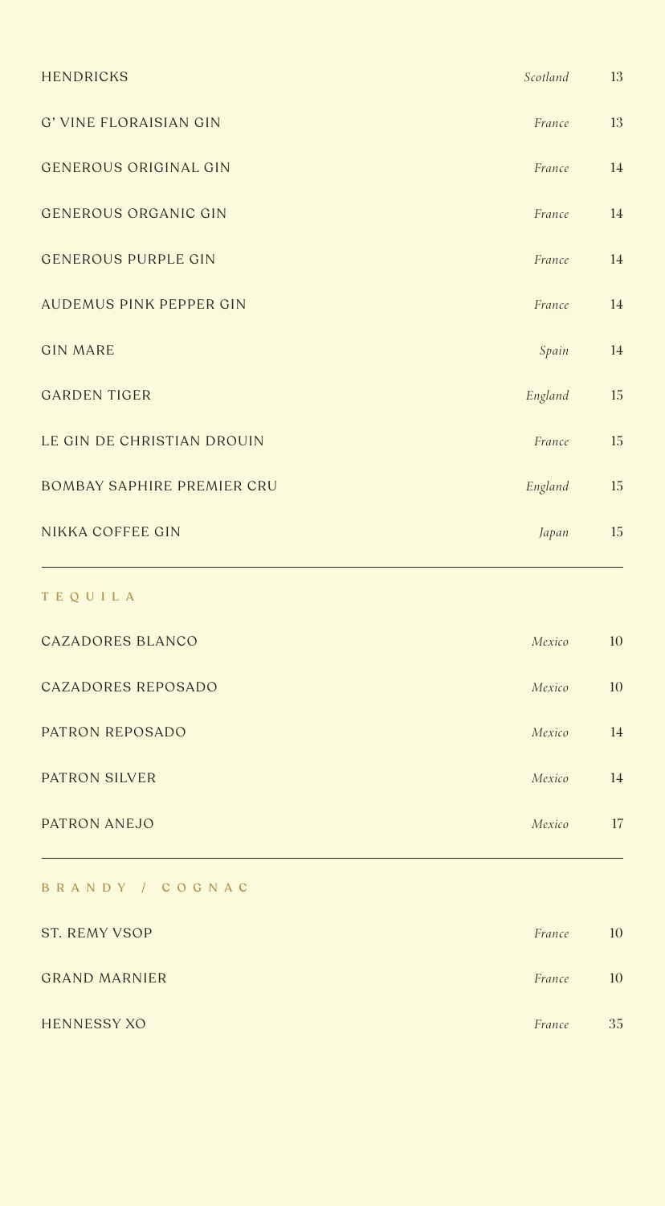| | | |
|---|---|---|
| HENDRICKS | *Scotland* | 13 |
| G' VINE FLORAISIAN GIN | *France* | 13 |
| GENEROUS ORIGINAL GIN | *France* | 14 |
| GENEROUS ORGANIC GIN | *France* | 14 |
| GENEROUS PURPLE GIN | *France* | 14 |
| AUDEMUS PINK PEPPER GIN | *France* | 14 |
| GIN MARE | *Spain* | 14 |
| GARDEN TIGER | *England* | 15 |
| LE GIN DE CHRISTIAN DROUIN | *France* | 15 |
| BOMBAY SAPHIRE PREMIER CRU | *England* | 15 |
| NIKKA COFFEE GIN | *Japan* | 15 |

## TEQUILA

| | | |
|---|---|---|
| CAZADORES BLANCO | *Mexico* | 10 |
| CAZADORES REPOSADO | *Mexico* | 10 |
| PATRON REPOSADO | *Mexico* | 14 |
| PATRON SILVER | *Mexico* | 14 |
| PATRON ANEJO | *Mexico* | 17 |

## BRANDY / COGNAC

| | | |
|---|---|---|
| ST. REMY VSOP | *France* | 10 |
| GRAND MARNIER | *France* | 10 |
| HENNESSY XO | *France* | 35 |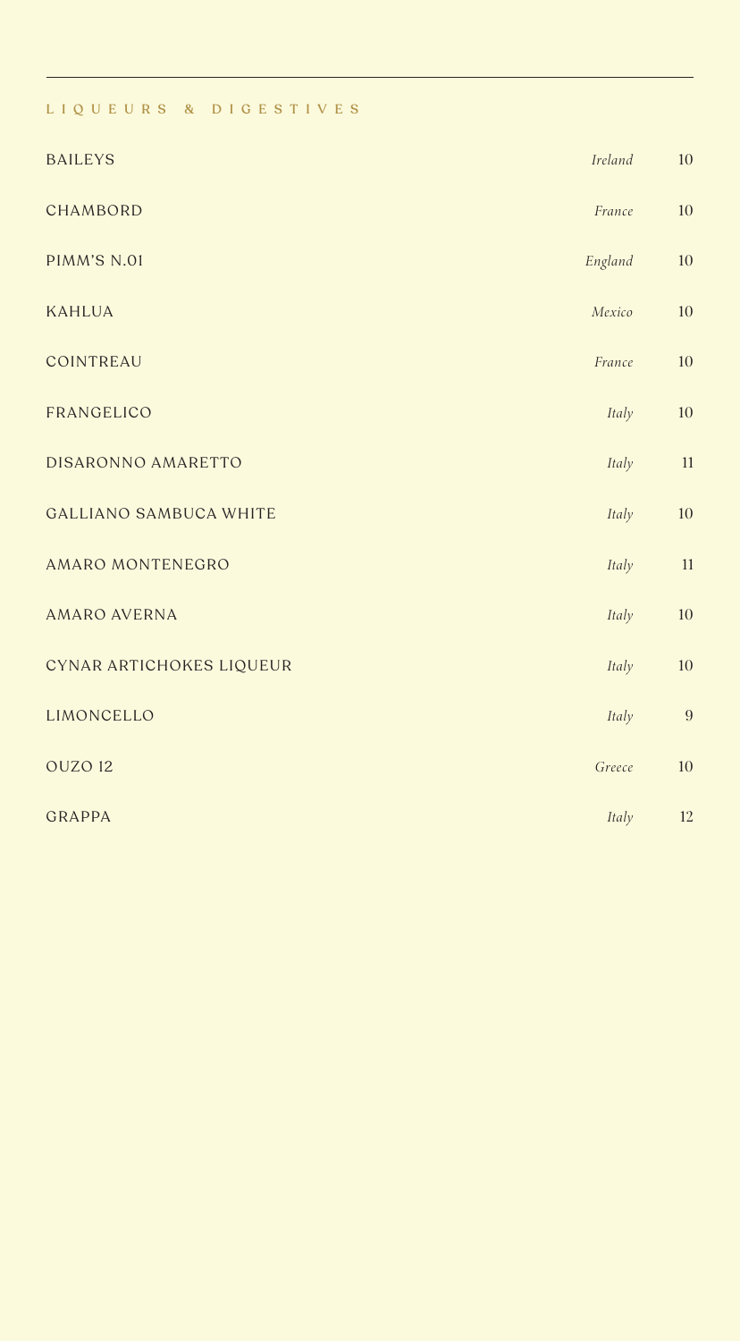## LIQUEURS & DIGESTIVES

| | | |
|---|---|---|
| BAILEYS | *Ireland* | 10 |
| CHAMBORD | *France* | 10 |
| PIMM'S N.01 | *England* | 10 |
| KAHLUA | *Mexico* | 10 |
| COINTREAU | *France* | 10 |
| FRANGELICO | *Italy* | 10 |
| DISARONNO AMARETTO | *Italy* | 11 |
| GALLIANO SAMBUCA WHITE | *Italy* | 10 |
| AMARO MONTENEGRO | *Italy* | 11 |
| AMARO AVERNA | *Italy* | 10 |
| CYNAR ARTICHOKES LIQUEUR | *Italy* | 10 |
| LIMONCELLO | *Italy* | 9 |
| OUZO 12 | *Greece* | 10 |
| GRAPPA | *Italy* | 12 |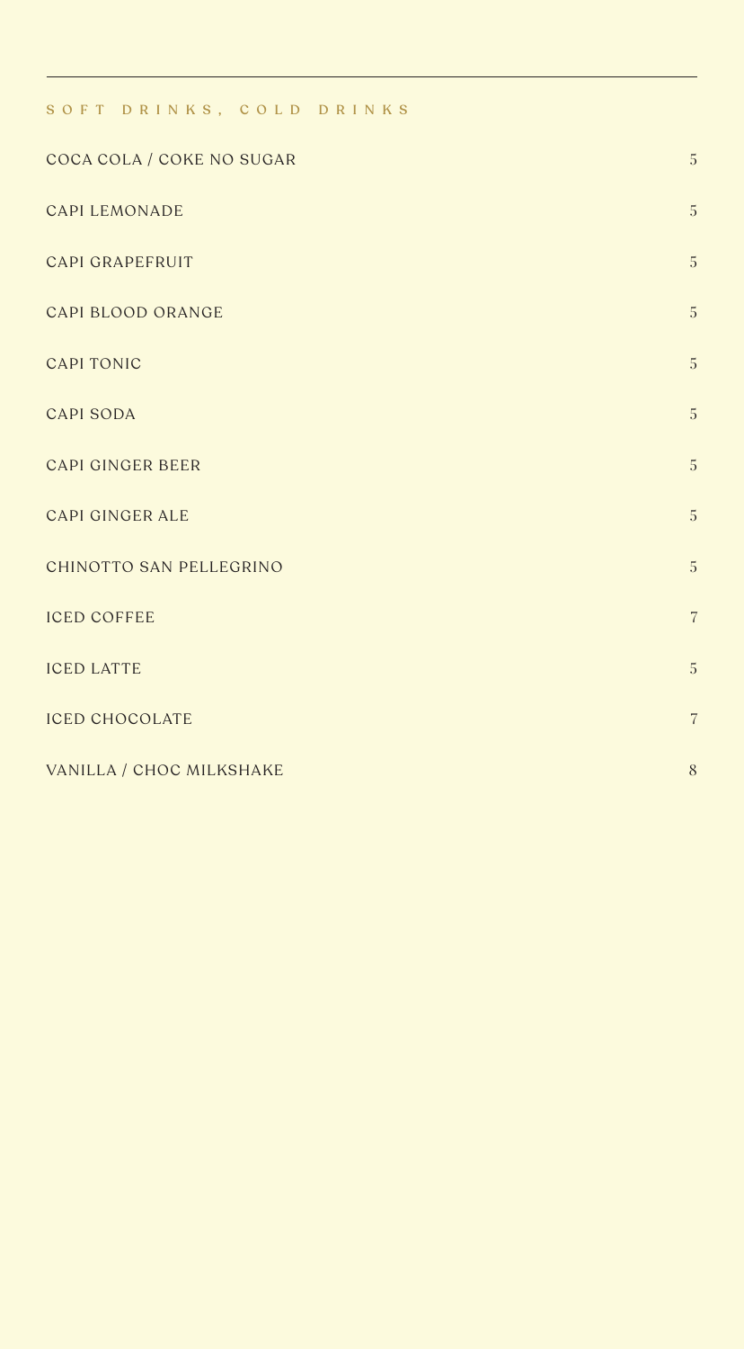## SOFT DRINKS, COLD DRINKS

| | |
|---|---|
| COCA COLA / COKE NO SUGAR | 5 |
| CAPI LEMONADE | 5 |
| CAPI GRAPEFRUIT | 5 |
| CAPI BLOOD ORANGE | 5 |
| CAPI TONIC | 5 |
| CAPI SODA | 5 |
| CAPI GINGER BEER | 5 |
| CAPI GINGER ALE | 5 |
| CHINOTTO SAN PELLEGRINO | 5 |
| ICED COFFEE | 7 |
| ICED LATTE | 5 |
| ICED CHOCOLATE | 7 |
| VANILLA / CHOC MILKSHAKE | 8 |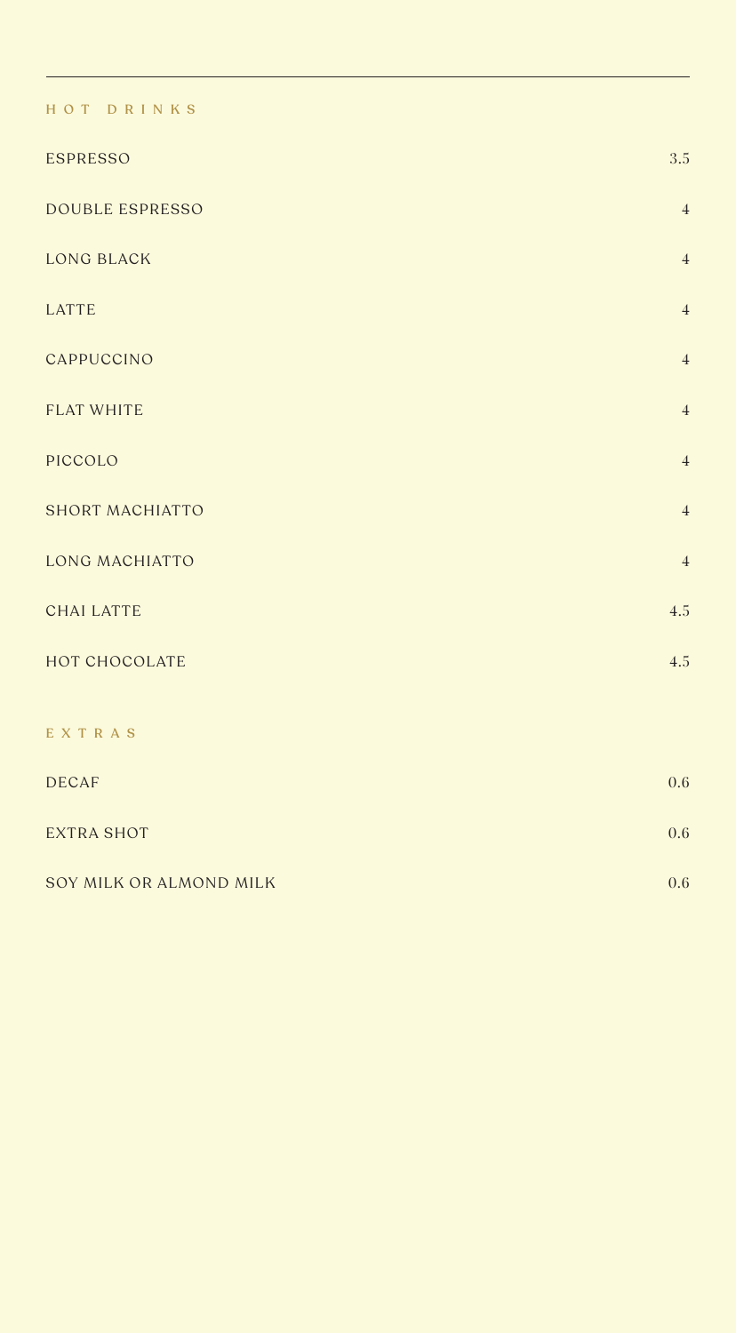## HOT DRINKS

| | |
|---|---|
| ESPRESSO | 3.5 |
| DOUBLE ESPRESSO | 4 |
| LONG BLACK | 4 |
| LATTE | 4 |
| CAPPUCCINO | 4 |
| FLAT WHITE | 4 |
| PICCOLO | 4 |
| SHORT MACHIATTO | 4 |
| LONG MACHIATTO | 4 |
| CHAI LATTE | 4.5 |
| HOT CHOCOLATE | 4.5 |

## EXTRAS

| | |
|---|---|
| DECAF | 0.6 |
| EXTRA SHOT | 0.6 |
| SOY MILK OR ALMOND MILK | 0.6 |